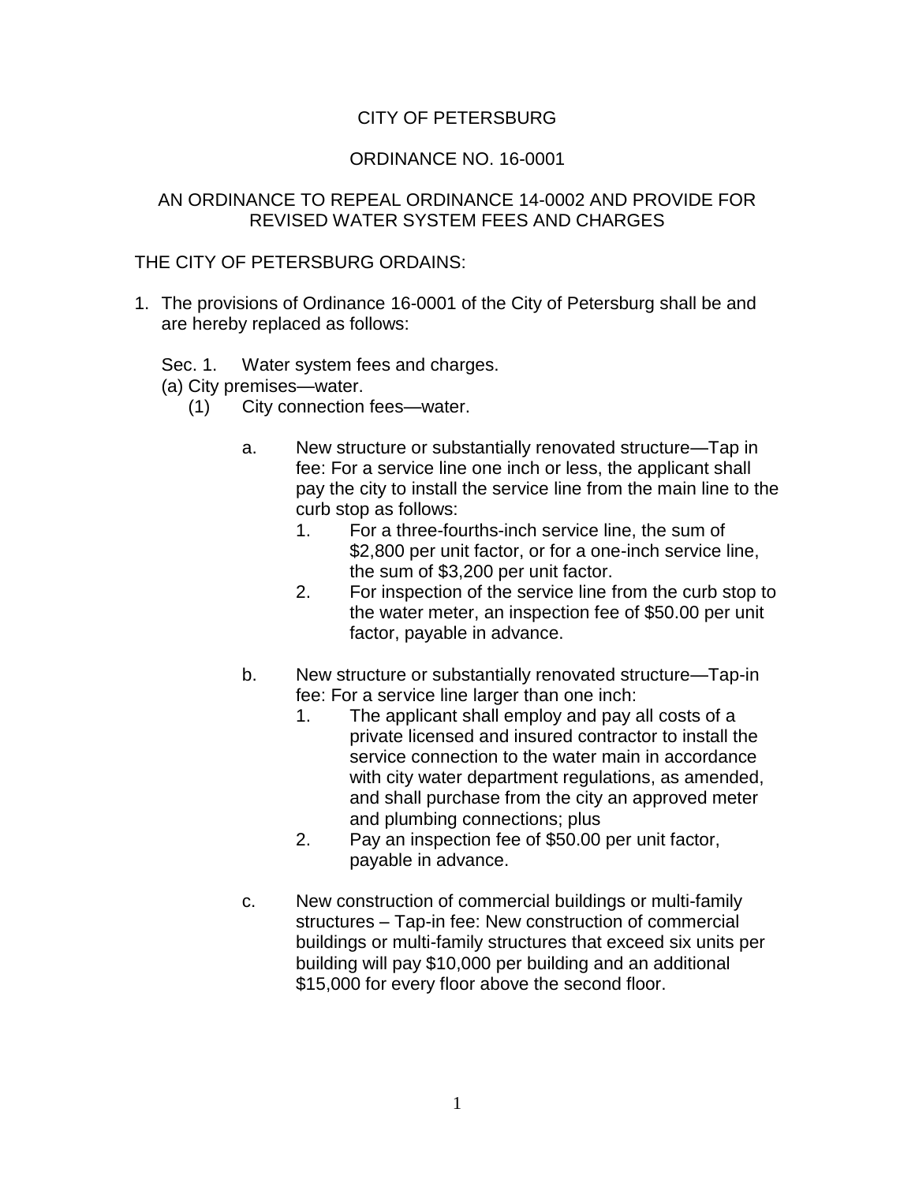CITY OF PETERSBURG

ORDINANCE NO. 16-0001

AN ORDINANCE TO REPEAL ORDINANCE 14-0002 AND PROVIDE FOR REVISED WATER SYSTEM FEES AND CHARGES

THE CITY OF PETERSBURG ORDAINS:

1. The provisions of Ordinance 16-0001 of the City of Petersburg shall be and are hereby replaced as follows:

   Sec. 1. Water system fees and charges.

   (a) City premises—water.

   (1) City connection fees—water.

   a. New structure or substantially renovated structure—Tap in fee: For a service line one inch or less, the applicant shall pay the city to install the service line from the main line to the curb stop as follows:

      1. For a three-fourths-inch service line, the sum of $2,800 per unit factor, or for a one-inch service line, the sum of $3,200 per unit factor.
      2. For inspection of the service line from the curb stop to the water meter, an inspection fee of $50.00 per unit factor, payable in advance.

   b. New structure or substantially renovated structure—Tap-in fee: For a service line larger than one inch:

      1. The applicant shall employ and pay all costs of a private licensed and insured contractor to install the service connection to the water main in accordance with city water department regulations, as amended, and shall purchase from the city an approved meter and plumbing connections; plus
      2. Pay an inspection fee of $50.00 per unit factor, payable in advance.

   c. New construction of commercial buildings or multi-family structures – Tap-in fee: New construction of commercial buildings or multi-family structures that exceed six units per building will pay $10,000 per building and an additional $15,000 for every floor above the second floor.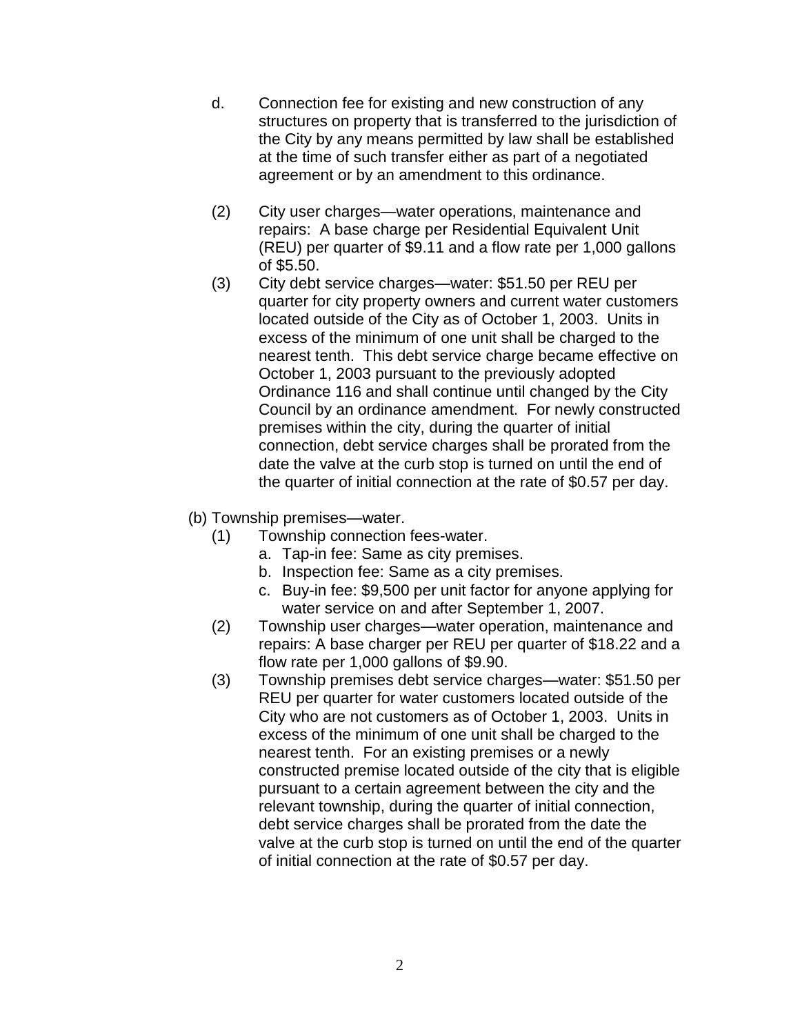d. Connection fee for existing and new construction of any structures on property that is transferred to the jurisdiction of the City by any means permitted by law shall be established at the time of such transfer either as part of a negotiated agreement or by an amendment to this ordinance.

(2) City user charges—water operations, maintenance and repairs: A base charge per Residential Equivalent Unit (REU) per quarter of $9.11 and a flow rate per 1,000 gallons of $5.50.

(3) City debt service charges—water: $51.50 per REU per quarter for city property owners and current water customers located outside of the City as of October 1, 2003. Units in excess of the minimum of one unit shall be charged to the nearest tenth. This debt service charge became effective on October 1, 2003 pursuant to the previously adopted Ordinance 116 and shall continue until changed by the City Council by an ordinance amendment. For newly constructed premises within the city, during the quarter of initial connection, debt service charges shall be prorated from the date the valve at the curb stop is turned on until the end of the quarter of initial connection at the rate of $0.57 per day.

(b) Township premises—water.

(1) Township connection fees-water.
   a. Tap-in fee: Same as city premises.
   b. Inspection fee: Same as a city premises.
   c. Buy-in fee: $9,500 per unit factor for anyone applying for water service on and after September 1, 2007.

(2) Township user charges—water operation, maintenance and repairs: A base charger per REU per quarter of $18.22 and a flow rate per 1,000 gallons of $9.90.

(3) Township premises debt service charges—water: $51.50 per REU per quarter for water customers located outside of the City who are not customers as of October 1, 2003. Units in excess of the minimum of one unit shall be charged to the nearest tenth. For an existing premises or a newly constructed premise located outside of the city that is eligible pursuant to a certain agreement between the city and the relevant township, during the quarter of initial connection, debt service charges shall be prorated from the date the valve at the curb stop is turned on until the end of the quarter of initial connection at the rate of $0.57 per day.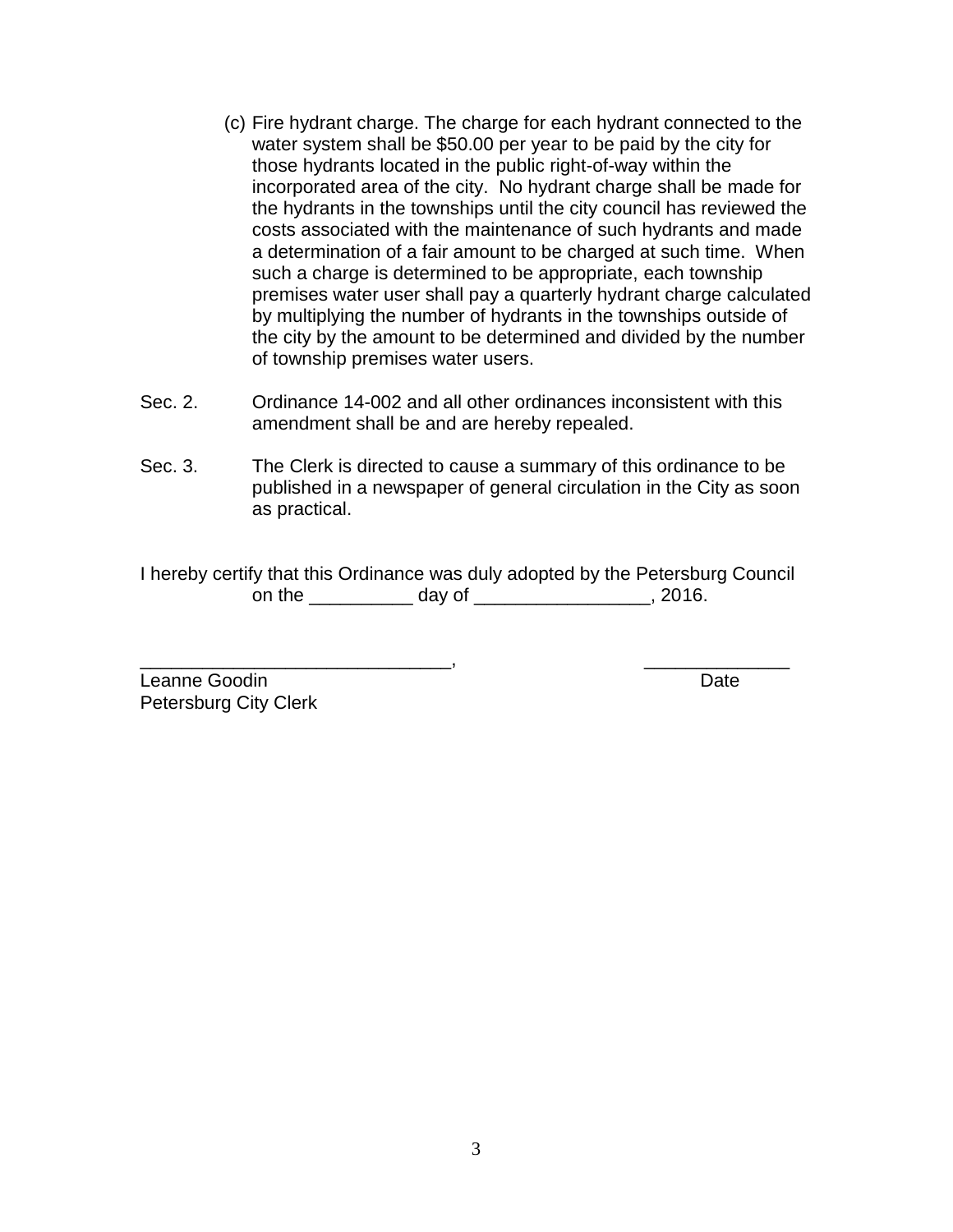(c) Fire hydrant charge. The charge for each hydrant connected to the water system shall be $50.00 per year to be paid by the city for those hydrants located in the public right-of-way within the incorporated area of the city. No hydrant charge shall be made for the hydrants in the townships until the city council has reviewed the costs associated with the maintenance of such hydrants and made a determination of a fair amount to be charged at such time. When such a charge is determined to be appropriate, each township premises water user shall pay a quarterly hydrant charge calculated by multiplying the number of hydrants in the townships outside of the city by the amount to be determined and divided by the number of township premises water users.

Sec. 2. Ordinance 14-002 and all other ordinances inconsistent with this amendment shall be and are hereby repealed.

Sec. 3. The Clerk is directed to cause a summary of this ordinance to be published in a newspaper of general circulation in the City as soon as practical.

I hereby certify that this Ordinance was duly adopted by the Petersburg Council on the __________ day of _________________, 2016.

______________________________, ______________

Leanne Goodin Date

Petersburg City Clerk